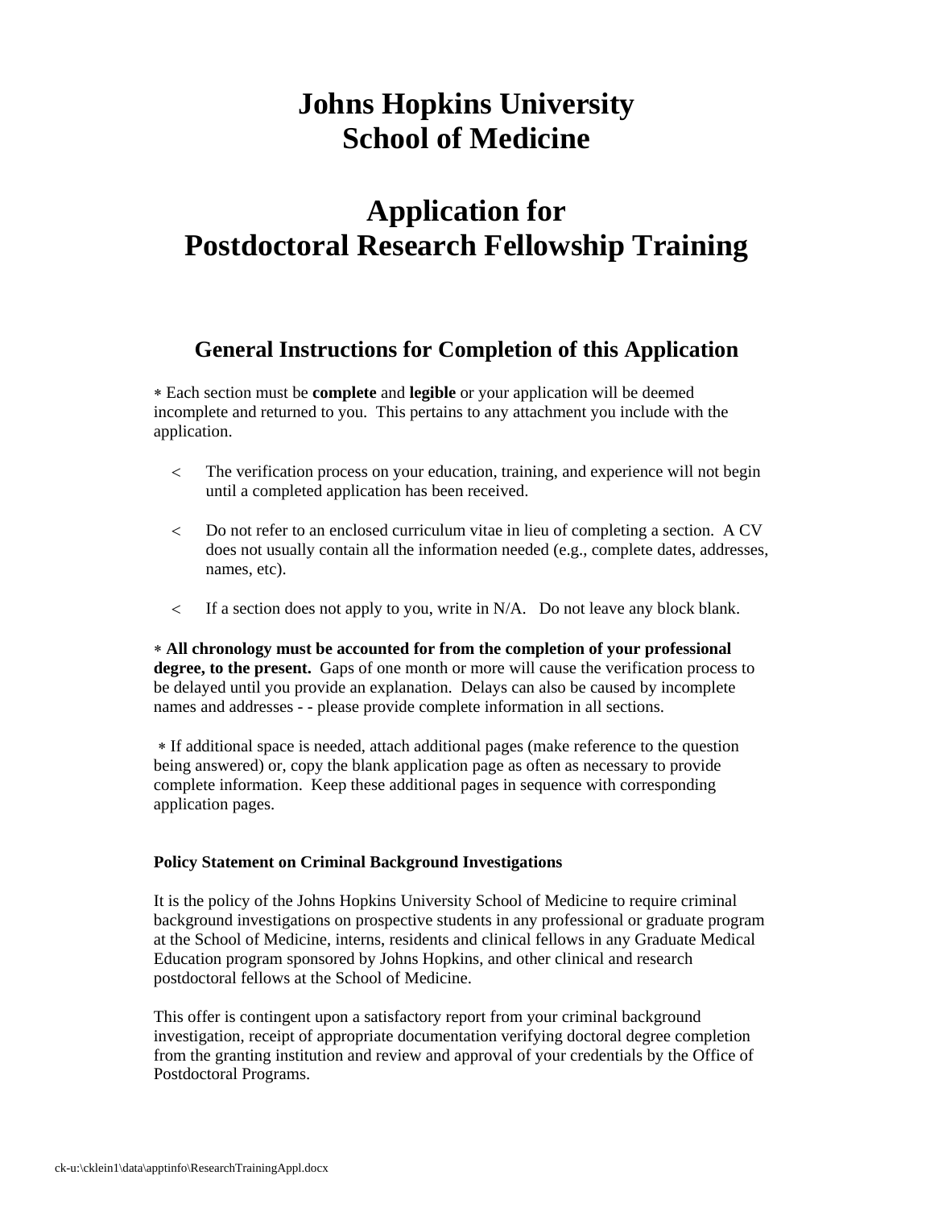# Johns Hopkins University
# School of Medicine

# Application for
# Postdoctoral Research Fellowship Training

## General Instructions for Completion of this Application

* Each section must be **complete** and **legible** or your application will be deemed incomplete and returned to you. This pertains to any attachment you include with the application.

  - The verification process on your education, training, and experience will not begin until a completed application has been received.

  - Do not refer to an enclosed curriculum vitae in lieu of completing a section. A CV does not usually contain all the information needed (e.g., complete dates, addresses, names, etc).

  - If a section does not apply to you, write in N/A. Do not leave any block blank.

* **All chronology must be accounted for from the completion of your professional degree, to the present.** Gaps of one month or more will cause the verification process to be delayed until you provide an explanation. Delays can also be caused by incomplete names and addresses - - please provide complete information in all sections.

* If additional space is needed, attach additional pages (make reference to the question being answered) or, copy the blank application page as often as necessary to provide complete information. Keep these additional pages in sequence with corresponding application pages.

**Policy Statement on Criminal Background Investigations**

It is the policy of the Johns Hopkins University School of Medicine to require criminal background investigations on prospective students in any professional or graduate program at the School of Medicine, interns, residents and clinical fellows in any Graduate Medical Education program sponsored by Johns Hopkins, and other clinical and research postdoctoral fellows at the School of Medicine.

This offer is contingent upon a satisfactory report from your criminal background investigation, receipt of appropriate documentation verifying doctoral degree completion from the granting institution and review and approval of your credentials by the Office of Postdoctoral Programs.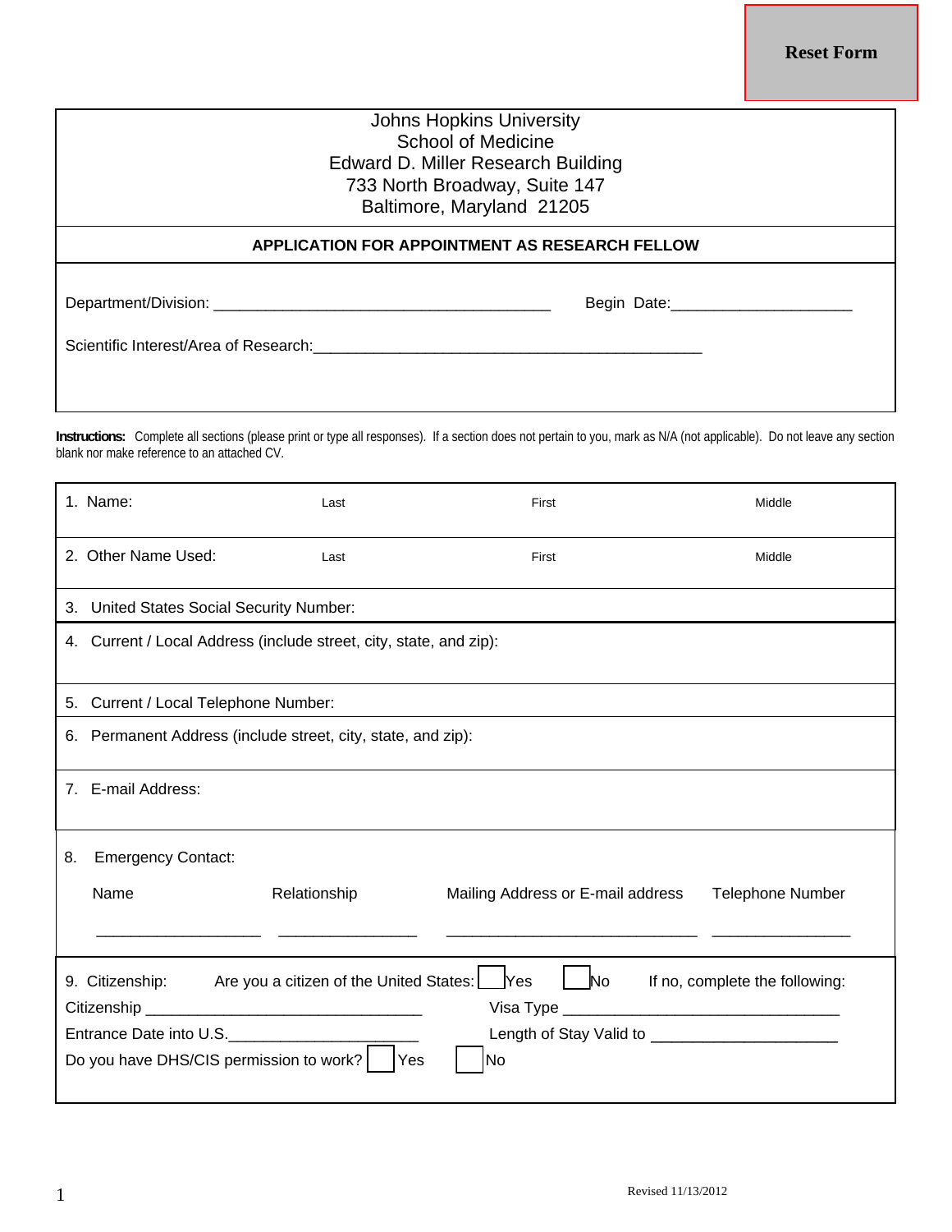Reset Form

Johns Hopkins University
School of Medicine
Edward D. Miller Research Building
733 North Broadway, Suite 147
Baltimore, Maryland 21205

## APPLICATION FOR APPOINTMENT AS RESEARCH FELLOW

Department/Division: ______________________________________ Begin Date:____________________

Scientific Interest/Area of Research:____________________________________________

**Instructions:** Complete all sections (please print or type all responses). If a section does not pertain to you, mark as N/A (not applicable). Do not leave any section blank nor make reference to an attached CV.

| 1. Name: | Last | First | Middle |
|---|---|---|---|
| 2. Other Name Used: | Last | First | Middle |

3. United States Social Security Number:

4. Current / Local Address (include street, city, state, and zip):

5. Current / Local Telephone Number:

6. Permanent Address (include street, city, state, and zip):

7. E-mail Address:

8. Emergency Contact:

| Name | Relationship | Mailing Address or E-mail address | Telephone Number |
|---|---|---|---|
| __________________ | _______________ | ____________________________ | _______________ |

9. Citizenship: Are you a citizen of the United States: ☐ Yes ☐ No If no, complete the following:

Citizenship ______________________________ Visa Type ______________________________

Entrance Date into U.S.____________________ Length of Stay Valid to ____________________

Do you have DHS/CIS permission to work? ☐ Yes ☐ No

Revised 11/13/2012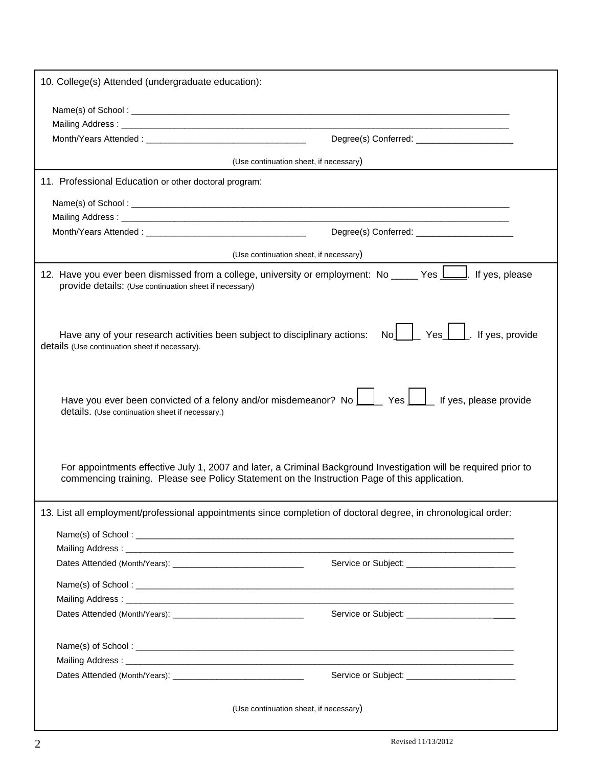10. College(s) Attended (undergraduate education):

Name(s) of School : ______________________________________________________________________________

Mailing Address : ______________________________________________________________________________

Month/Years Attended : ________________________________ Degree(s) Conferred: ___________________

(Use continuation sheet, if necessary)

11. Professional Education or other doctoral program:

Name(s) of School : ______________________________________________________________________________

Mailing Address : ______________________________________________________________________________

Month/Years Attended : ________________________________ Degree(s) Conferred: ___________________

(Use continuation sheet, if necessary)

12. Have you ever been dismissed from a college, university or employment: No _____ Yes _____. If yes, please provide details: (Use continuation sheet if necessary)

Have any of your research activities been subject to disciplinary actions: No_____ Yes_____. If yes, provide details (Use continuation sheet if necessary).

Have you ever been convicted of a felony and/or misdemeanor? No _____ Yes _____ If yes, please provide details. (Use continuation sheet if necessary.)

For appointments effective July 1, 2007 and later, a Criminal Background Investigation will be required prior to commencing training. Please see Policy Statement on the Instruction Page of this application.

13. List all employment/professional appointments since completion of doctoral degree, in chronological order:

Name(s) of School : ______________________________________________________________________________

Mailing Address : ______________________________________________________________________________

Dates Attended (Month/Years): ___________________________ Service or Subject: _______________________

Name(s) of School : ______________________________________________________________________________

Mailing Address : ______________________________________________________________________________

Dates Attended (Month/Years): ___________________________ Service or Subject: _______________________

Name(s) of School : ______________________________________________________________________________

Mailing Address : ______________________________________________________________________________

Dates Attended (Month/Years): ___________________________ Service or Subject: _______________________

(Use continuation sheet, if necessary)

Revised 11/13/2012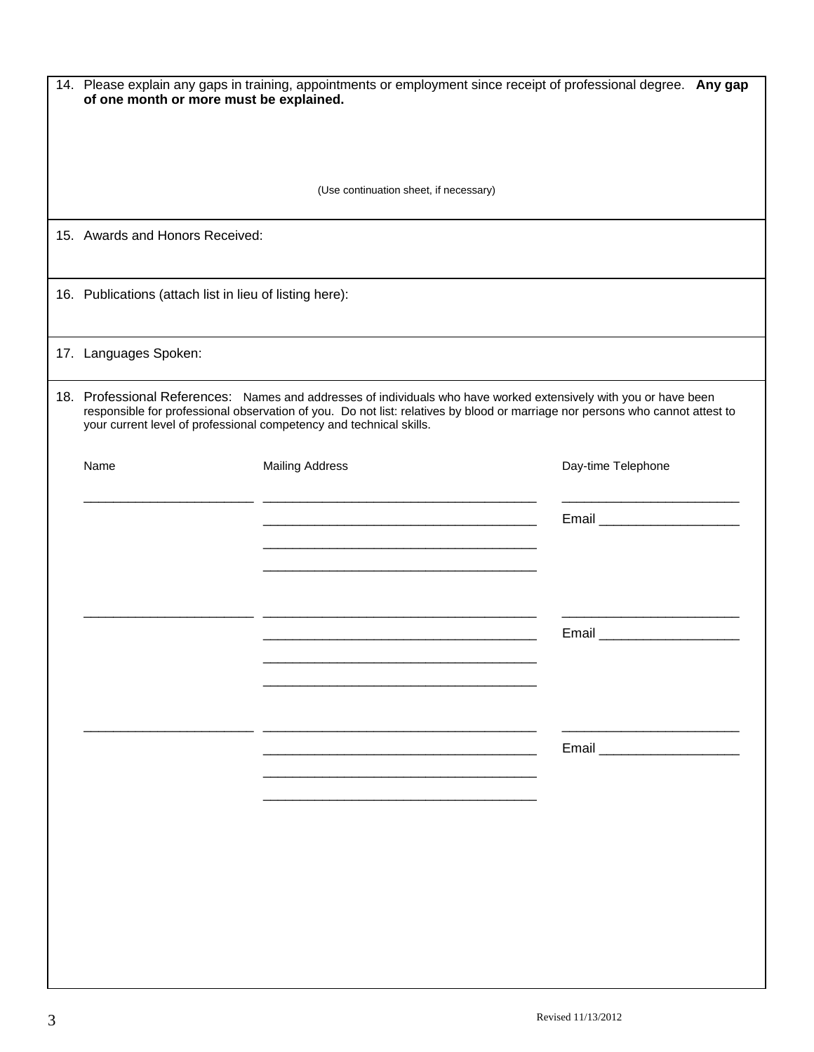14. Please explain any gaps in training, appointments or employment since receipt of professional degree. **Any gap of one month or more must be explained.**

(Use continuation sheet, if necessary)

15. Awards and Honors Received:

16. Publications (attach list in lieu of listing here):

17. Languages Spoken:

18. Professional References: Names and addresses of individuals who have worked extensively with you or have been responsible for professional observation of you. Do not list: relatives by blood or marriage nor persons who cannot attest to your current level of professional competency and technical skills.

| Name | Mailing Address | Day-time Telephone |
|---|---|---|
| ______________________ | ____________________________________ | _______________________ |
| | ____________________________________ | Email __________________ |
| | ____________________________________ | |
| | ____________________________________ | |
| ______________________ | ____________________________________ | _______________________ |
| | ____________________________________ | Email __________________ |
| | ____________________________________ | |
| | ____________________________________ | |
| ______________________ | ____________________________________ | _______________________ |
| | ____________________________________ | Email __________________ |
| | ____________________________________ | |
| | ____________________________________ | |

Revised 11/13/2012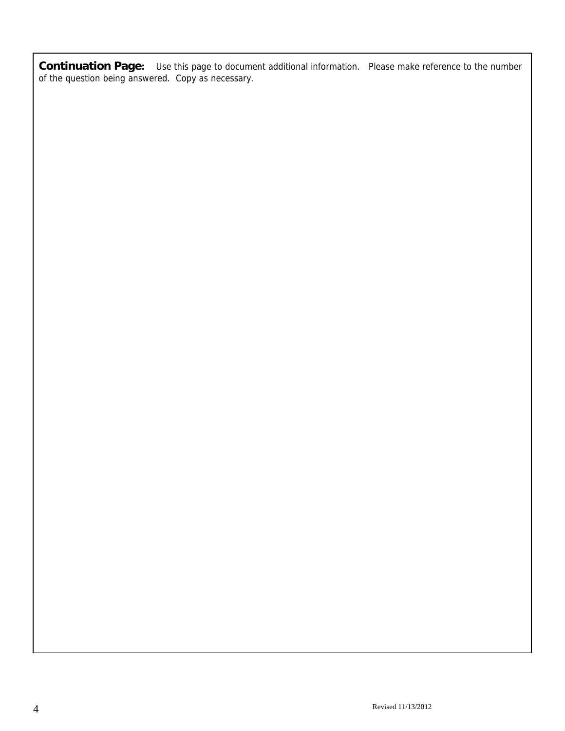**Continuation Page:** Use this page to document additional information. Please make reference to the number of the question being answered. Copy as necessary.

Revised 11/13/2012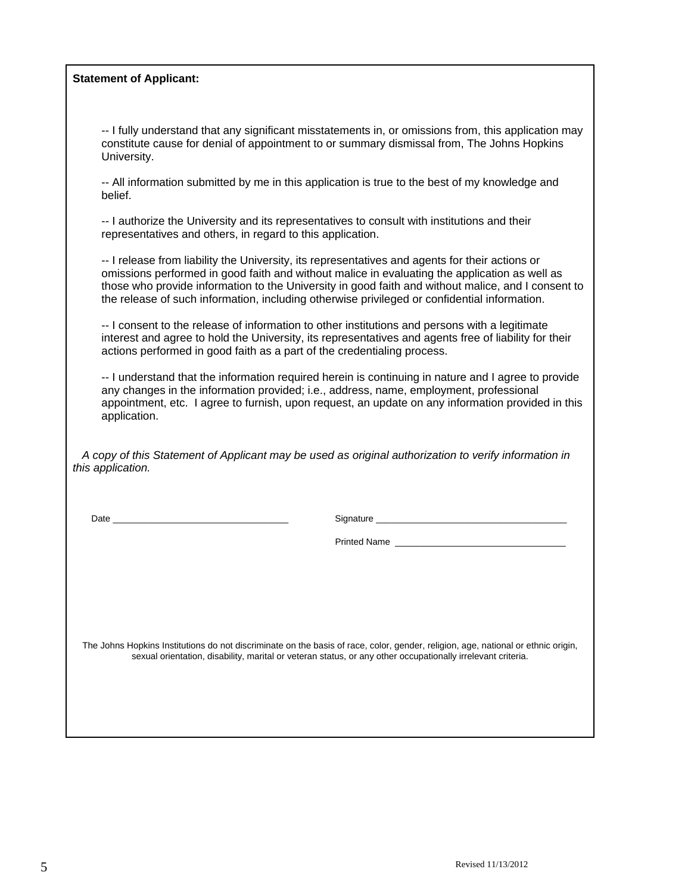**Statement of Applicant:**

-- I fully understand that any significant misstatements in, or omissions from, this application may constitute cause for denial of appointment to or summary dismissal from, The Johns Hopkins University.

-- All information submitted by me in this application is true to the best of my knowledge and belief.

-- I authorize the University and its representatives to consult with institutions and their representatives and others, in regard to this application.

-- I release from liability the University, its representatives and agents for their actions or omissions performed in good faith and without malice in evaluating the application as well as those who provide information to the University in good faith and without malice, and I consent to the release of such information, including otherwise privileged or confidential information.

-- I consent to the release of information to other institutions and persons with a legitimate interest and agree to hold the University, its representatives and agents free of liability for their actions performed in good faith as a part of the credentialing process.

-- I understand that the information required herein is continuing in nature and I agree to provide any changes in the information provided; i.e., address, name, employment, professional appointment, etc. I agree to furnish, upon request, an update on any information provided in this application.

*A copy of this Statement of Applicant may be used as original authorization to verify information in this application.*

Date ______________________________ Signature ______________________________

Printed Name ______________________________

The Johns Hopkins Institutions do not discriminate on the basis of race, color, gender, religion, age, national or ethnic origin, sexual orientation, disability, marital or veteran status, or any other occupationally irrelevant criteria.

Revised 11/13/2012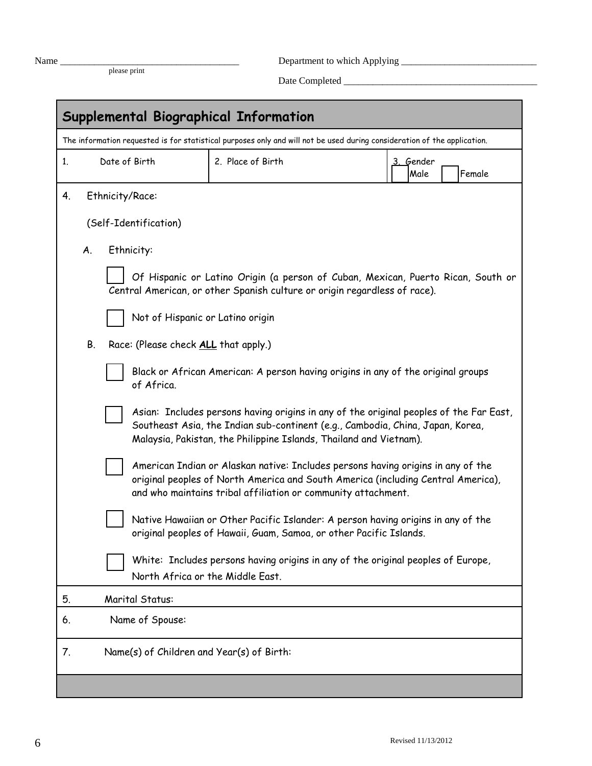Name ____________________________________
please print

Department to which Applying ____________________________

Date Completed ________________________________________

## Supplemental Biographical Information

The information requested is for statistical purposes only and will not be used during consideration of the application.

| 1. Date of Birth | 2. Place of Birth | 3. Gender ☐ Male ☐ Female |
|---|---|---|

4. Ethnicity/Race:

(Self-Identification)

A. Ethnicity:

☐ Of Hispanic or Latino Origin (a person of Cuban, Mexican, Puerto Rican, South or Central American, or other Spanish culture or origin regardless of race).

☐ Not of Hispanic or Latino origin

B. Race: (Please check **ALL** that apply.)

☐ Black or African American: A person having origins in any of the original groups of Africa.

☐ Asian: Includes persons having origins in any of the original peoples of the Far East, Southeast Asia, the Indian sub-continent (e.g., Cambodia, China, Japan, Korea, Malaysia, Pakistan, the Philippine Islands, Thailand and Vietnam).

☐ American Indian or Alaskan native: Includes persons having origins in any of the original peoples of North America and South America (including Central America), and who maintains tribal affiliation or community attachment.

☐ Native Hawaiian or Other Pacific Islander: A person having origins in any of the original peoples of Hawaii, Guam, Samoa, or other Pacific Islands.

☐ White: Includes persons having origins in any of the original peoples of Europe, North Africa or the Middle East.

5. Marital Status:

6. Name of Spouse:

7. Name(s) of Children and Year(s) of Birth:

Revised 11/13/2012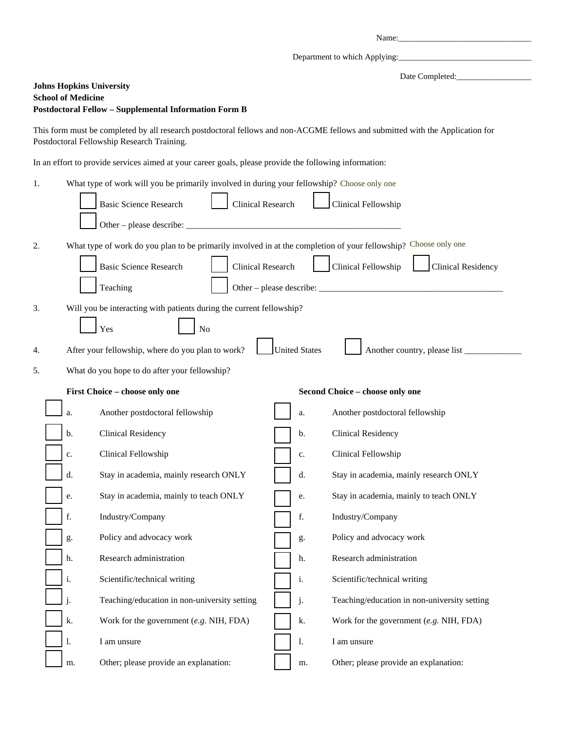Name:_______________________________

Department to which Applying:_______________________________

Date Completed:__________________

**Johns Hopkins University**
**School of Medicine**
**Postdoctoral Fellow – Supplemental Information Form B**

This form must be completed by all research postdoctoral fellows and non-ACGME fellows and submitted with the Application for Postdoctoral Fellowship Research Training.

In an effort to provide services aimed at your career goals, please provide the following information:

1. What type of work will you be primarily involved in during your fellowship? Choose only one

   ☐ Basic Science Research ☐ Clinical Research ☐ Clinical Fellowship

   ☐ Other – please describe: _______________________________________________

2. What type of work do you plan to be primarily involved in at the completion of your fellowship? Choose only one

   ☐ Basic Science Research ☐ Clinical Research ☐ Clinical Fellowship ☐ Clinical Residency

   ☐ Teaching ☐ Other – please describe: _________________________________________

3. Will you be interacting with patients during the current fellowship?

   ☐ Yes ☐ No

4. After your fellowship, where do you plan to work? ☐ United States ☐ Another country, please list _____________

5. What do you hope to do after your fellowship?

| **First Choice – choose only one** | | | **Second Choice – choose only one** | | |
|---|---|---|---|---|---|
| ☐ | a. | Another postdoctoral fellowship | ☐ | a. | Another postdoctoral fellowship |
| ☐ | b. | Clinical Residency | ☐ | b. | Clinical Residency |
| ☐ | c. | Clinical Fellowship | ☐ | c. | Clinical Fellowship |
| ☐ | d. | Stay in academia, mainly research ONLY | ☐ | d. | Stay in academia, mainly research ONLY |
| ☐ | e. | Stay in academia, mainly to teach ONLY | ☐ | e. | Stay in academia, mainly to teach ONLY |
| ☐ | f. | Industry/Company | ☐ | f. | Industry/Company |
| ☐ | g. | Policy and advocacy work | ☐ | g. | Policy and advocacy work |
| ☐ | h. | Research administration | ☐ | h. | Research administration |
| ☐ | i. | Scientific/technical writing | ☐ | i. | Scientific/technical writing |
| ☐ | j. | Teaching/education in non-university setting | ☐ | j. | Teaching/education in non-university setting |
| ☐ | k. | Work for the government (*e.g.* NIH, FDA) | ☐ | k. | Work for the government (*e.g.* NIH, FDA) |
| ☐ | l. | I am unsure | ☐ | l. | I am unsure |
| ☐ | m. | Other; please provide an explanation: | ☐ | m. | Other; please provide an explanation: |